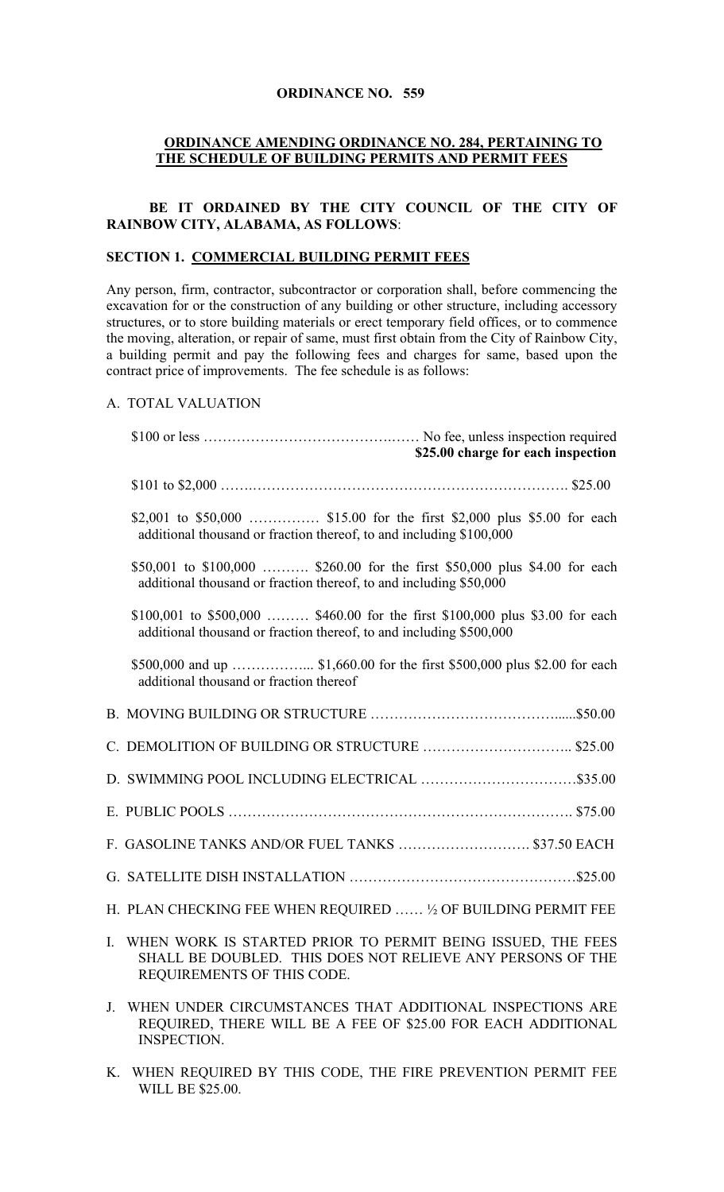**ORDINANCE NO. 559**

**ORDINANCE AMENDING ORDINANCE NO. 284, PERTAINING TO THE SCHEDULE OF BUILDING PERMITS AND PERMIT FEES**

**BE IT ORDAINED BY THE CITY COUNCIL OF THE CITY OF RAINBOW CITY, ALABAMA, AS FOLLOWS**:

**SECTION 1. COMMERCIAL BUILDING PERMIT FEES**

Any person, firm, contractor, subcontractor or corporation shall, before commencing the excavation for or the construction of any building or other structure, including accessory structures, or to store building materials or erect temporary field offices, or to commence the moving, alteration, or repair of same, must first obtain from the City of Rainbow City, a building permit and pay the following fees and charges for same, based upon the contract price of improvements. The fee schedule is as follows:

A. TOTAL VALUATION

$100 or less ……………………………………… No fee, unless inspection required **$25.00 charge for each inspection**

$101 to $2,000 ……………………………………………………………… $25.00

$2,001 to $50,000 …………… $15.00 for the first $2,000 plus $5.00 for each additional thousand or fraction thereof, to and including $100,000

$50,001 to $100,000 ………. $260.00 for the first $50,000 plus $4.00 for each additional thousand or fraction thereof, to and including $50,000

$100,001 to $500,000 ……… $460.00 for the first $100,000 plus $3.00 for each additional thousand or fraction thereof, to and including $500,000

$500,000 and up ……………... $1,660.00 for the first $500,000 plus $2.00 for each additional thousand or fraction thereof

B. MOVING BUILDING OR STRUCTURE ………………………………......$50.00

C. DEMOLITION OF BUILDING OR STRUCTURE ………………………….. $25.00

D. SWIMMING POOL INCLUDING ELECTRICAL ……………………………$35.00

E. PUBLIC POOLS ………………………………………………………………. $75.00

F. GASOLINE TANKS AND/OR FUEL TANKS ………………………. $37.50 EACH

G. SATELLITE DISH INSTALLATION ……………………………………….$25.00

H. PLAN CHECKING FEE WHEN REQUIRED …… ½ OF BUILDING PERMIT FEE

I. WHEN WORK IS STARTED PRIOR TO PERMIT BEING ISSUED, THE FEES SHALL BE DOUBLED. THIS DOES NOT RELIEVE ANY PERSONS OF THE REQUIREMENTS OF THIS CODE.

J. WHEN UNDER CIRCUMSTANCES THAT ADDITIONAL INSPECTIONS ARE REQUIRED, THERE WILL BE A FEE OF $25.00 FOR EACH ADDITIONAL INSPECTION.

K. WHEN REQUIRED BY THIS CODE, THE FIRE PREVENTION PERMIT FEE WILL BE $25.00.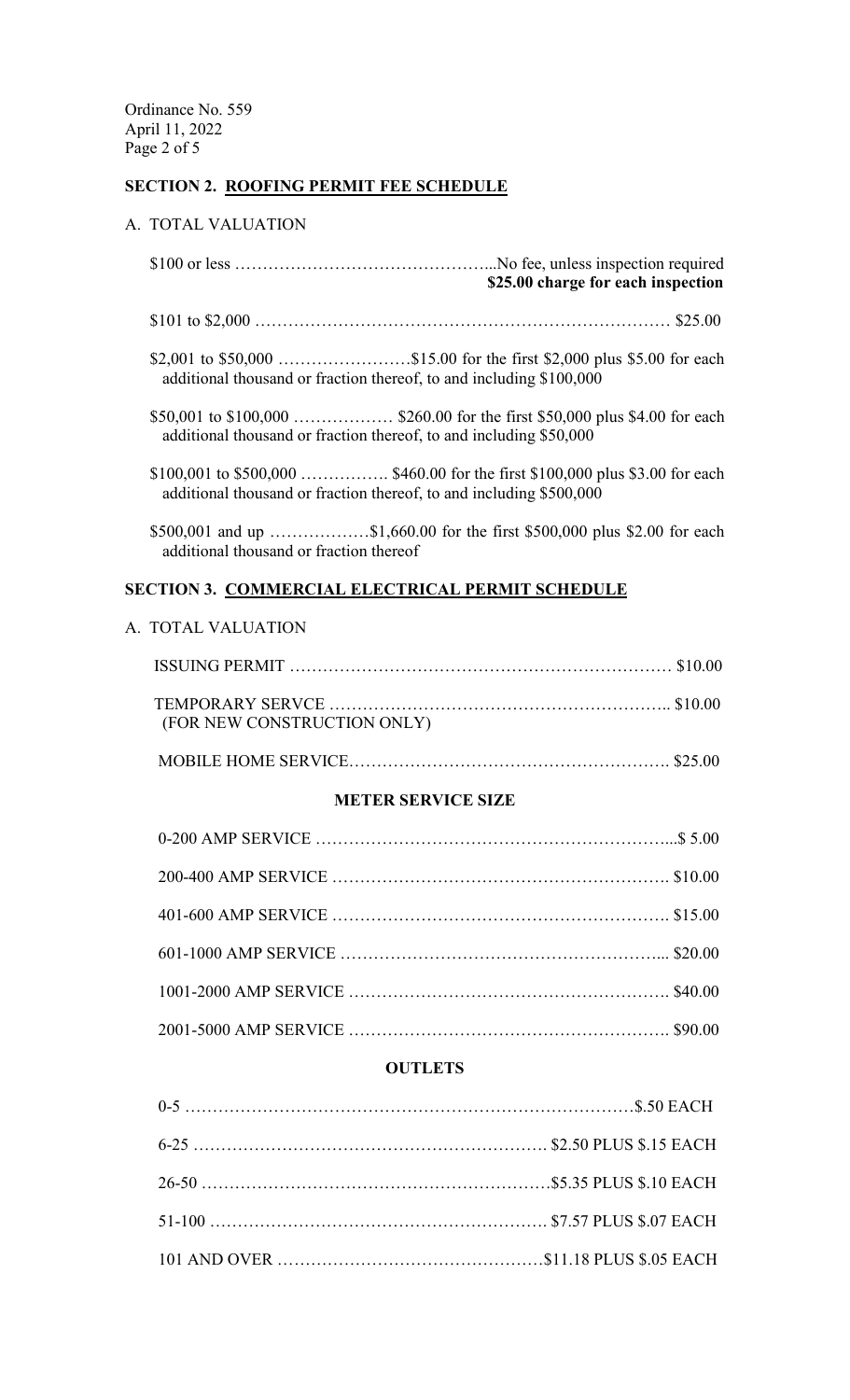## SECTION 2. ROOFING PERMIT FEE SCHEDULE

A. TOTAL VALUATION

$100 or less ...No fee, unless inspection required
**$25.00 charge for each inspection**

$101 to $2,000 $25.00

$2,001 to $50,000 $15.00 for the first $2,000 plus $5.00 for each additional thousand or fraction thereof, to and including $100,000

$50,001 to $100,000 $260.00 for the first $50,000 plus $4.00 for each additional thousand or fraction thereof, to and including $50,000

$100,001 to $500,000 $460.00 for the first $100,000 plus $3.00 for each additional thousand or fraction thereof, to and including $500,000

$500,001 and up $1,660.00 for the first $500,000 plus $2.00 for each additional thousand or fraction thereof

## SECTION 3. COMMERCIAL ELECTRICAL PERMIT SCHEDULE

A. TOTAL VALUATION

| | |
|---|---|
| ISSUING PERMIT | $10.00 |
| TEMPORARY SERVCE (FOR NEW CONSTRUCTION ONLY) | $10.00 |
| MOBILE HOME SERVICE | $25.00 |

### METER SERVICE SIZE

| | |
|---|---|
| 0-200 AMP SERVICE | $ 5.00 |
| 200-400 AMP SERVICE | $10.00 |
| 401-600 AMP SERVICE | $15.00 |
| 601-1000 AMP SERVICE | $20.00 |
| 1001-2000 AMP SERVICE | $40.00 |
| 2001-5000 AMP SERVICE | $90.00 |

### OUTLETS

| | |
|---|---|
| 0-5 | $.50 EACH |
| 6-25 | $2.50 PLUS $.15 EACH |
| 26-50 | $5.35 PLUS $.10 EACH |
| 51-100 | $7.57 PLUS $.07 EACH |
| 101 AND OVER | $11.18 PLUS $.05 EACH |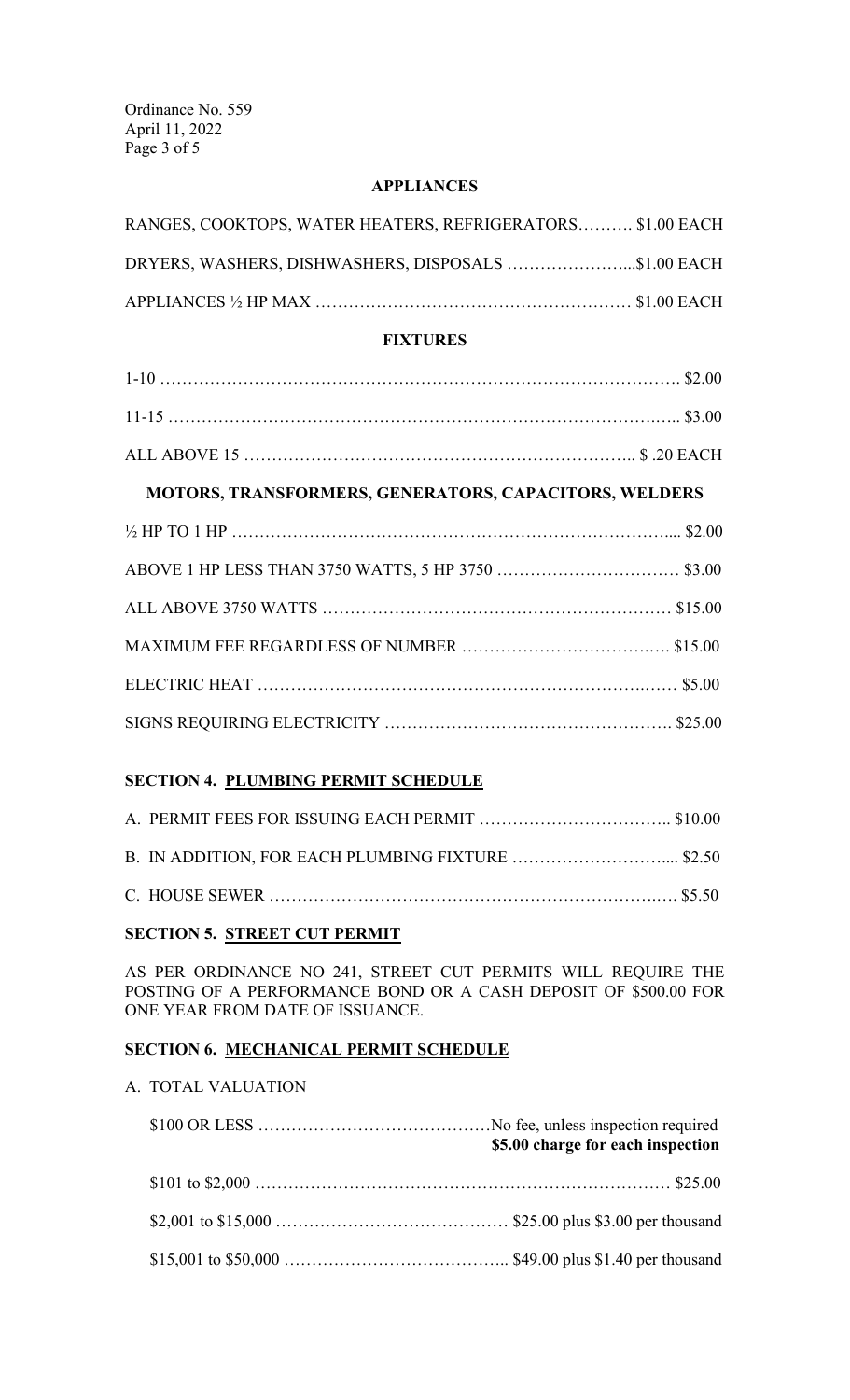**APPLIANCES**

RANGES, COOKTOPS, WATER HEATERS, REFRIGERATORS………. $1.00 EACH

DRYERS, WASHERS, DISHWASHERS, DISPOSALS …………………...$1.00 EACH

APPLIANCES ½ HP MAX ………………………………………………… $1.00 EACH

**FIXTURES**

1-10 ………………………………………………………………………………. $2.00

11-15 ………………………………………………………………………….….. $3.00

ALL ABOVE 15 …………………………………………………………….. $ .20 EACH

**MOTORS, TRANSFORMERS, GENERATORS, CAPACITORS, WELDERS**

½ HP TO 1 HP ………………………………………………………………….... $2.00

ABOVE 1 HP LESS THAN 3750 WATTS, 5 HP 3750 …………………………… $3.00

ALL ABOVE 3750 WATTS ……………………………………………………… $15.00

MAXIMUM FEE REGARDLESS OF NUMBER ……………………………….… $15.00

ELECTRIC HEAT ……………………………………………………………….…. $5.00

SIGNS REQUIRING ELECTRICITY ……………………………………………. $25.00

**SECTION 4. PLUMBING PERMIT SCHEDULE**

A. PERMIT FEES FOR ISSUING EACH PERMIT …………………………….. $10.00

B. IN ADDITION, FOR EACH PLUMBING FIXTURE ……………………….... $2.50

C. HOUSE SEWER ……………………………………………………………….… $5.50

**SECTION 5. STREET CUT PERMIT**

AS PER ORDINANCE NO 241, STREET CUT PERMITS WILL REQUIRE THE POSTING OF A PERFORMANCE BOND OR A CASH DEPOSIT OF $500.00 FOR ONE YEAR FROM DATE OF ISSUANCE.

**SECTION 6. MECHANICAL PERMIT SCHEDULE**

A. TOTAL VALUATION

$100 OR LESS ……………………………………No fee, unless inspection required
**$5.00 charge for each inspection**

$101 to $2,000 …………………………………………………………………… $25.00

$2,001 to $15,000 …………………………………… $25.00 plus $3.00 per thousand

$15,001 to $50,000 ………………………………….. $49.00 plus $1.40 per thousand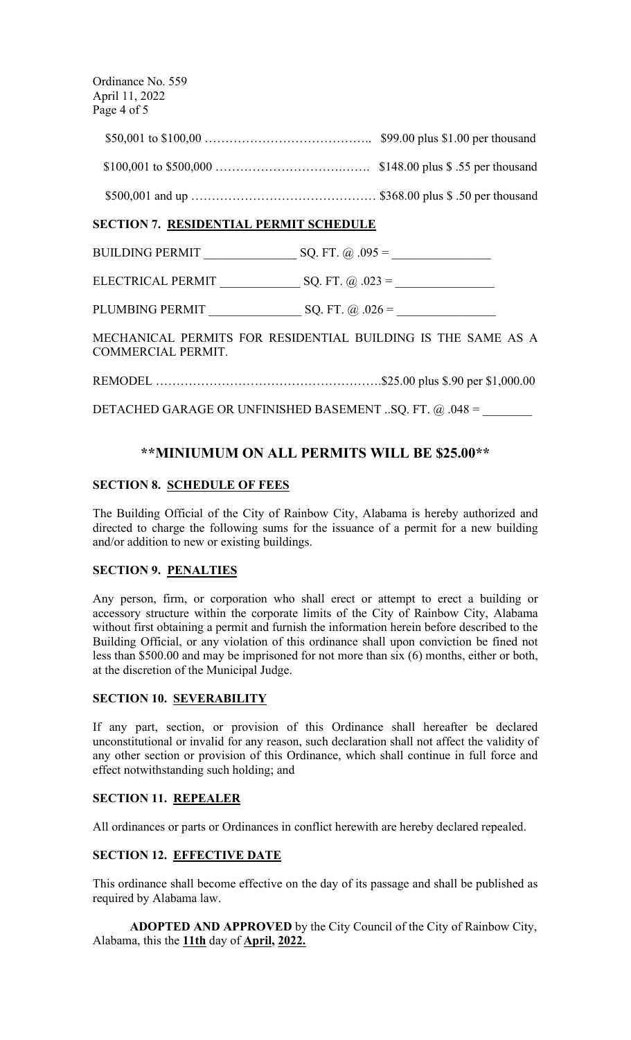$50,001 to $100,00 ………………………………….. $99.00 plus $1.00 per thousand

$100,001 to $500,000 …………………………….……. $148.00 plus $ .55 per thousand

$500,001 and up ……………………………………… $368.00 plus $ .50 per thousand

**SECTION 7. RESIDENTIAL PERMIT SCHEDULE**

BUILDING PERMIT _______________ SQ. FT. @ .095 = ________________

ELECTRICAL PERMIT _____________ SQ. FT. @ .023 = ________________

PLUMBING PERMIT _______________ SQ. FT. @ .026 = ________________

MECHANICAL PERMITS FOR RESIDENTIAL BUILDING IS THE SAME AS A COMMERCIAL PERMIT.

REMODEL ……………………………………………….$25.00 plus $.90 per $1,000.00

DETACHED GARAGE OR UNFINISHED BASEMENT ..SQ. FT. @ .048 = ________

## **MINIUMUM ON ALL PERMITS WILL BE $25.00**

**SECTION 8. SCHEDULE OF FEES**

The Building Official of the City of Rainbow City, Alabama is hereby authorized and directed to charge the following sums for the issuance of a permit for a new building and/or addition to new or existing buildings.

**SECTION 9. PENALTIES**

Any person, firm, or corporation who shall erect or attempt to erect a building or accessory structure within the corporate limits of the City of Rainbow City, Alabama without first obtaining a permit and furnish the information herein before described to the Building Official, or any violation of this ordinance shall upon conviction be fined not less than $500.00 and may be imprisoned for not more than six (6) months, either or both, at the discretion of the Municipal Judge.

**SECTION 10. SEVERABILITY**

If any part, section, or provision of this Ordinance shall hereafter be declared unconstitutional or invalid for any reason, such declaration shall not affect the validity of any other section or provision of this Ordinance, which shall continue in full force and effect notwithstanding such holding; and

**SECTION 11. REPEALER**

All ordinances or parts or Ordinances in conflict herewith are hereby declared repealed.

**SECTION 12. EFFECTIVE DATE**

This ordinance shall become effective on the day of its passage and shall be published as required by Alabama law.

**ADOPTED AND APPROVED** by the City Council of the City of Rainbow City, Alabama, this the **11th** day of **April, 2022.**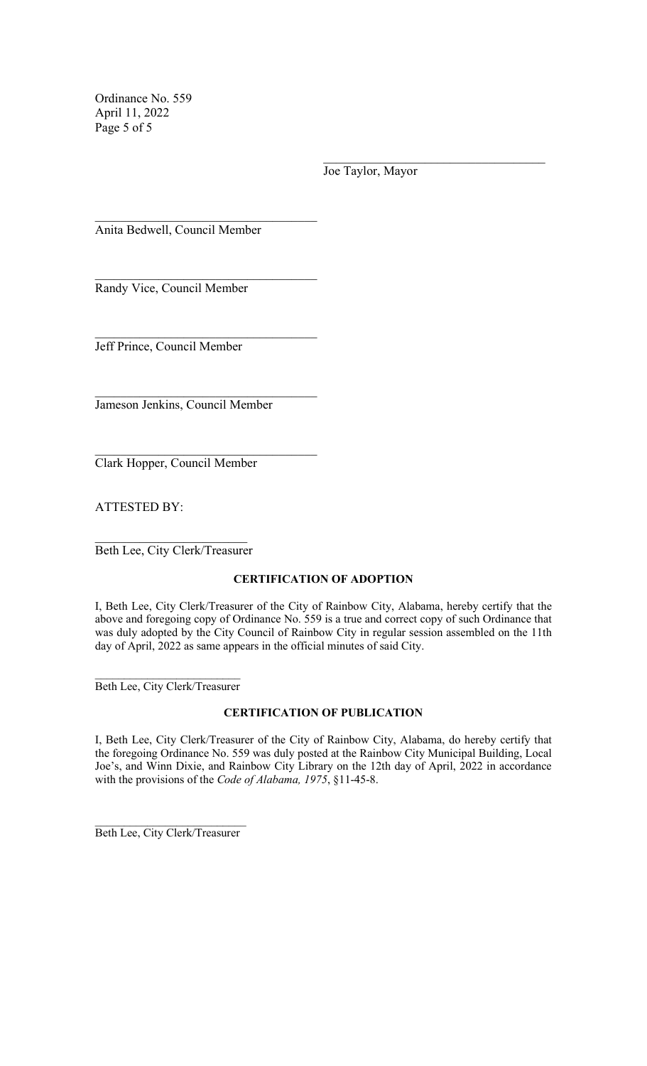\_\_\_\_\_\_\_\_\_\_\_\_\_\_\_\_\_\_\_\_\_\_\_\_\_\_\_\_\_\_\_\_\_\_\_\_
Joe Taylor, Mayor

\_\_\_\_\_\_\_\_\_\_\_\_\_\_\_\_\_\_\_\_\_\_\_\_\_\_\_\_\_\_\_\_\_\_\_\_
Anita Bedwell, Council Member

\_\_\_\_\_\_\_\_\_\_\_\_\_\_\_\_\_\_\_\_\_\_\_\_\_\_\_\_\_\_\_\_\_\_\_\_
Randy Vice, Council Member

\_\_\_\_\_\_\_\_\_\_\_\_\_\_\_\_\_\_\_\_\_\_\_\_\_\_\_\_\_\_\_\_\_\_\_\_
Jeff Prince, Council Member

\_\_\_\_\_\_\_\_\_\_\_\_\_\_\_\_\_\_\_\_\_\_\_\_\_\_\_\_\_\_\_\_\_\_\_\_
Jameson Jenkins, Council Member

\_\_\_\_\_\_\_\_\_\_\_\_\_\_\_\_\_\_\_\_\_\_\_\_\_\_\_\_\_\_\_\_\_\_\_\_
Clark Hopper, Council Member

ATTESTED BY:

\_\_\_\_\_\_\_\_\_\_\_\_\_\_\_\_\_\_\_\_\_\_\_\_\_\_\_\_
Beth Lee, City Clerk/Treasurer

**CERTIFICATION OF ADOPTION**

I, Beth Lee, City Clerk/Treasurer of the City of Rainbow City, Alabama, hereby certify that the above and foregoing copy of Ordinance No. 559 is a true and correct copy of such Ordinance that was duly adopted by the City Council of Rainbow City in regular session assembled on the 11th day of April, 2022 as same appears in the official minutes of said City.

\_\_\_\_\_\_\_\_\_\_\_\_\_\_\_\_\_\_\_\_\_\_\_\_\_\_\_\_
Beth Lee, City Clerk/Treasurer

**CERTIFICATION OF PUBLICATION**

I, Beth Lee, City Clerk/Treasurer of the City of Rainbow City, Alabama, do hereby certify that the foregoing Ordinance No. 559 was duly posted at the Rainbow City Municipal Building, Local Joe's, and Winn Dixie, and Rainbow City Library on the 12th day of April, 2022 in accordance with the provisions of the *Code of Alabama, 1975*, §11-45-8.

\_\_\_\_\_\_\_\_\_\_\_\_\_\_\_\_\_\_\_\_\_\_\_\_\_\_\_\_
Beth Lee, City Clerk/Treasurer